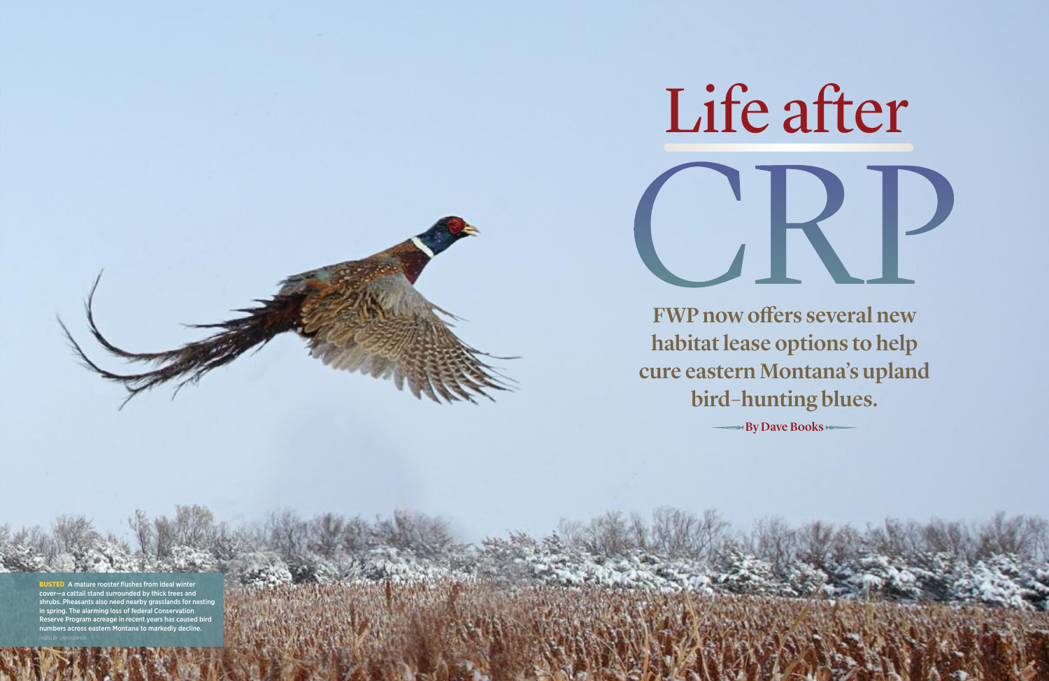# Life after CRP

**FWP now offers several new habitat lease options to help cure eastern Montana's upland bird–hunting blues.**

**By Dave Books**

**BUSTED** A mature rooster flushes from ideal winter cover—a cattail stand surrounded by thick trees and shrubs. Pheasants also need nearby grasslands for nesting in spring. The alarming loss of federal Conservation Reserve Program acreage in recent years has caused bird numbers across eastern Montana to markedly decline.

PHOTO BY GARY KRAMER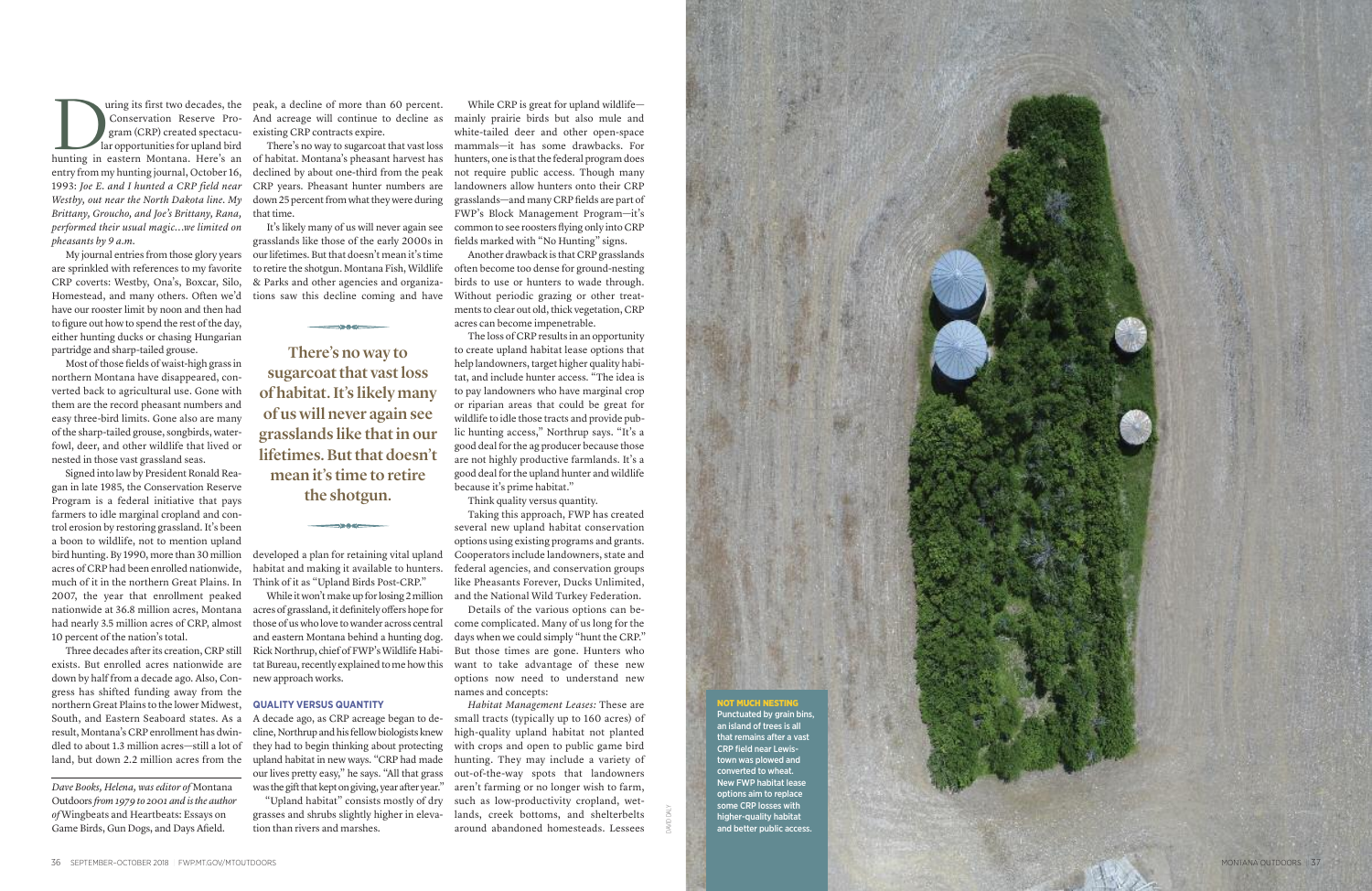During its first two decades, the Conservation Reserve Program (CRP) created spectacular opportunities for upland bird hunting in eastern Montana. Here's an entry from my hunting journal, October 16, 1993: *Joe E. and I hunted a CRP field near Westby, out near the North Dakota line. My Brittany, Groucho, and Joe's Brittany, Rana, performed their usual magic…we limited on pheasants by 9 a.m.*

My journal entries from those glory years are sprinkled with references to my favorite CRP coverts: Westby, Ona's, Boxcar, Silo, Homestead, and many others. Often we'd have our rooster limit by noon and then had to figure out how to spend the rest of the day, either hunting ducks or chasing Hungarian partridge and sharp-tailed grouse.

Most of those fields of waist-high grass in northern Montana have disappeared, converted back to agricultural use. Gone with them are the record pheasant numbers and easy three-bird limits. Gone also are many of the sharp-tailed grouse, songbirds, waterfowl, deer, and other wildlife that lived or nested in those vast grassland seas.

Signed into law by President Ronald Reagan in late 1985, the Conservation Reserve Program is a federal initiative that pays farmers to idle marginal cropland and control erosion by restoring grassland. It's been a boon to wildlife, not to mention upland bird hunting. By 1990, more than 30 million acres of CRP had been enrolled nationwide, much of it in the northern Great Plains. In 2007, the year that enrollment peaked nationwide at 36.8 million acres, Montana had nearly 3.5 million acres of CRP, almost 10 percent of the nation's total.

Three decades after its creation, CRP still exists. But enrolled acres nationwide are down by half from a decade ago. Also, Congress has shifted funding away from the northern Great Plains to the lower Midwest, South, and Eastern Seaboard states. As a result, Montana's CRP enrollment has dwindled to about 1.3 million acres—still a lot of land, but down 2.2 million acres from the peak, a decline of more than 60 percent. And acreage will continue to decline as existing CRP contracts expire.

There's no way to sugarcoat that vast loss of habitat. Montana's pheasant harvest has declined by about one-third from the peak CRP years. Pheasant hunter numbers are down 25 percent from what they were during that time.

It's likely many of us will never again see grasslands like those of the early 2000s in our lifetimes. But that doesn't mean it's time to retire the shotgun. Montana Fish, Wildlife & Parks and other agencies and organizations saw this decline coming and have developed a plan for retaining vital upland habitat and making it available to hunters. Think of it as "Upland Birds Post-CRP."

> **There's no way to sugarcoat that vast loss of habitat. It's likely many of us will never again see grasslands like that in our lifetimes. But that doesn't mean it's time to retire the shotgun.**

While it won't make up for losing 2 million acres of grassland, it definitely offers hope for those of us who love to wander across central and eastern Montana behind a hunting dog. Rick Northrup, chief of FWP's Wildlife Habitat Bureau, recently explained to me how this new approach works.

### QUALITY VERSUS QUANTITY

A decade ago, as CRP acreage began to decline, Northrup and his fellow biologists knew they had to begin thinking about protecting upland habitat in new ways. "CRP had made our lives pretty easy," he says. "All that grass was the gift that kept on giving, year after year."

"Upland habitat" consists mostly of dry grasses and shrubs slightly higher in elevation than rivers and marshes.

While CRP is great for upland wildlife—mainly prairie birds but also mule and white-tailed deer and other open-space mammals—it has some drawbacks. For hunters, one is that the federal program does not require public access. Though many landowners allow hunters onto their CRP grasslands—and many CRP fields are part of FWP's Block Management Program—it's common to see roosters flying only into CRP fields marked with "No Hunting" signs.

Another drawback is that CRP grasslands often become too dense for ground-nesting birds to use or hunters to wade through. Without periodic grazing or other treatments to clear out old, thick vegetation, CRP acres can become impenetrable.

The loss of CRP results in an opportunity to create upland habitat lease options that help landowners, target higher quality habitat, and include hunter access. "The idea is to pay landowners who have marginal crop or riparian areas that could be great for wildlife to idle those tracts and provide public hunting access," Northrup says. "It's a good deal for the ag producer because those are not highly productive farmlands. It's a good deal for the upland hunter and wildlife because it's prime habitat."

Think quality versus quantity.

Taking this approach, FWP has created several new upland habitat conservation options using existing programs and grants. Cooperators include landowners, state and federal agencies, and conservation groups like Pheasants Forever, Ducks Unlimited, and the National Wild Turkey Federation.

Details of the various options can become complicated. Many of us long for the days when we could simply "hunt the CRP." But those times are gone. Hunters who want to take advantage of these new options now need to understand new names and concepts:

*Habitat Management Leases:* These are small tracts (typically up to 160 acres) of high-quality upland habitat not planted with crops and open to public game bird hunting. They may include a variety of out-of-the-way spots that landowners aren't farming or no longer wish to farm, such as low-productivity cropland, wetlands, creek bottoms, and shelterbelts around abandoned homesteads. Lessees

**NOT MUCH NESTING**
Punctuated by grain bins, an island of trees is all that remains after a vast CRP field near Lewistown was plowed and converted to wheat. New FWP habitat lease options aim to replace some CRP losses with higher-quality habitat and better public access.

*Dave Books, Helena, was editor of* Montana Outdoors *from 1979 to 2001 and is the author of* Wingbeats and Heartbeats: Essays on Game Birds, Gun Dogs, and Days Afield.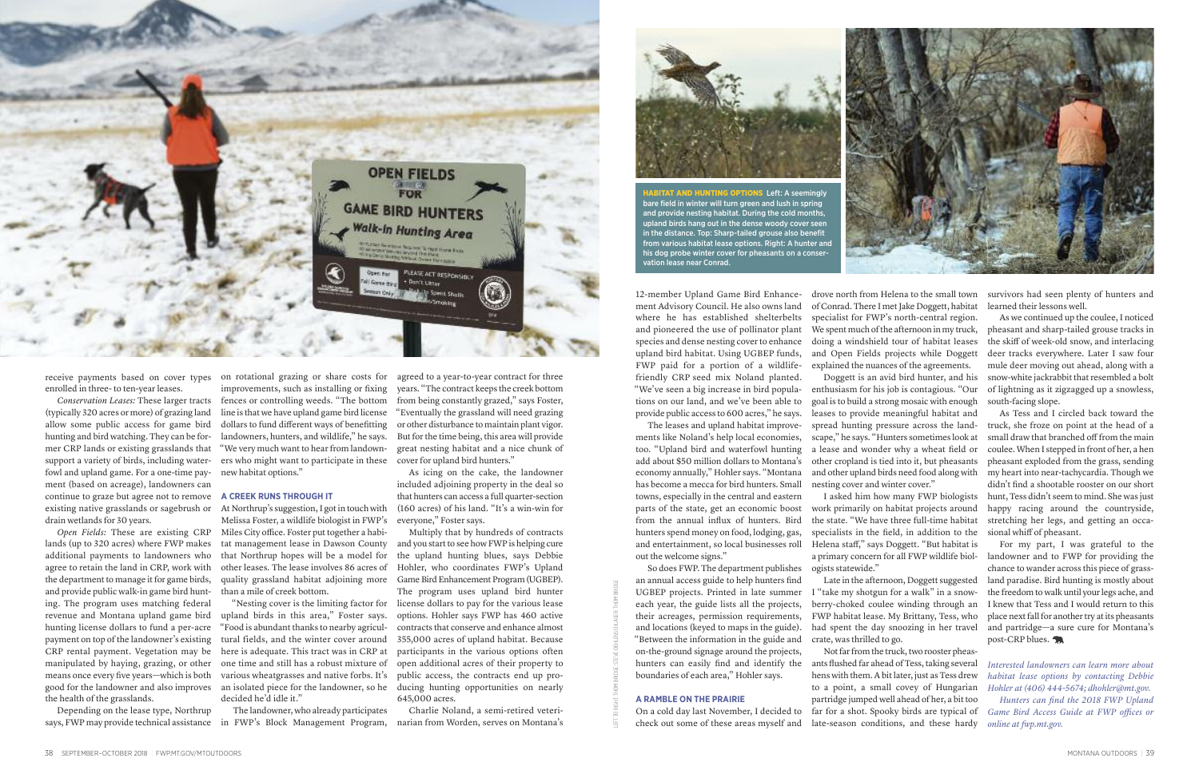receive payments based on cover types enrolled in three- to ten-year leases.

*Conservation Leases:* These larger tracts (typically 320 acres or more) of grazing land allow some public access for game bird hunting and bird watching. They can be former CRP lands or existing grasslands that support a variety of birds, including waterfowl and upland game. For a one-time payment (based on acreage), landowners can continue to graze but agree not to remove existing native grasslands or sagebrush or drain wetlands for 30 years.

*Open Fields:* These are existing CRP lands (up to 320 acres) where FWP makes additional payments to landowners who agree to retain the land in CRP, work with the department to manage it for game birds, and provide public walk-in game bird hunting. The program uses matching federal revenue and Montana upland game bird hunting license dollars to fund a per-acre payment on top of the landowner's existing CRP rental payment. Vegetation may be manipulated by haying, grazing, or other means once every five years—which is both good for the landowner and also improves the health of the grasslands.

Depending on the lease type, Northrup says, FWP may provide technical assistance on rotational grazing or share costs for improvements, such as installing or fixing fences or controlling weeds. "The bottom line is that we have upland game bird license dollars to fund different ways of benefitting landowners, hunters, and wildlife," he says. "We very much want to hear from landowners who might want to participate in these new habitat options."

### A CREEK RUNS THROUGH IT

At Northrup's suggestion, I got in touch with Melissa Foster, a wildlife biologist in FWP's Miles City office. Foster put together a habitat management lease in Dawson County that Northrup hopes will be a model for other leases. The lease involves 86 acres of quality grassland habitat adjoining more than a mile of creek bottom.

"Nesting cover is the limiting factor for upland birds in this area," Foster says. "Food is abundant thanks to nearby agricultural fields, and the winter cover around here is adequate. This tract was in CRP at one time and still has a robust mixture of various wheatgrasses and native forbs. It's an isolated piece for the landowner, so he decided he'd idle it."

The landowner, who already participates in FWP's Block Management Program, agreed to a year-to-year contract for three years. "The contract keeps the creek bottom from being constantly grazed," says Foster, "Eventually the grassland will need grazing or other disturbance to maintain plant vigor. But for the time being, this area will provide great nesting habitat and a nice chunk of cover for upland bird hunters."

As icing on the cake, the landowner included adjoining property in the deal so that hunters can access a full quarter-section (160 acres) of his land. "It's a win-win for everyone," Foster says.

Multiply that by hundreds of contracts and you start to see how FWP is helping cure the upland hunting blues, says Debbie Hohler, who coordinates FWP's Upland Game Bird Enhancement Program (UGBEP). The program uses upland bird hunter license dollars to pay for the various lease options. Hohler says FWP has 460 active contracts that conserve and enhance almost 355,000 acres of upland habitat. Because participants in the various options often open additional acres of their property to public access, the contracts end up producing hunting opportunities on nearly 645,000 acres.

Charlie Noland, a semi-retired veterinarian from Worden, serves on Montana's 12-member Upland Game Bird Enhancement Advisory Council. He also owns land where he has established shelterbelts and pioneered the use of pollinator plant species and dense nesting cover to enhance upland bird habitat. Using UGBEP funds, FWP paid for a portion of a wildlife-friendly CRP seed mix Noland planted. "We've seen a big increase in bird populations on our land, and we've been able to provide public access to 600 acres," he says.

The leases and upland habitat improvements like Noland's help local economies, too. "Upland bird and waterfowl hunting add about $50 million dollars to Montana's economy annually," Hohler says. "Montana has become a mecca for bird hunters. Small towns, especially in the central and eastern parts of the state, get an economic boost from the annual influx of hunters. Bird hunters spend money on food, lodging, gas, and entertainment, so local businesses roll out the welcome signs."

So does FWP. The department publishes an annual access guide to help hunters find UGBEP projects. Printed in late summer each year, the guide lists all the projects, their acreages, permission requirements, and locations (keyed to maps in the guide). "Between the information in the guide and on-the-ground signage around the projects, hunters can easily find and identify the boundaries of each area," Hohler says.

### A RAMBLE ON THE PRAIRIE

On a cold day last November, I decided to check out some of these areas myself and drove north from Helena to the small town of Conrad. There I met Jake Doggett, habitat specialist for FWP's north-central region. We spent much of the afternoon in my truck, doing a windshield tour of habitat leases and Open Fields projects while Doggett explained the nuances of the agreements.

Doggett is an avid bird hunter, and his enthusiasm for his job is contagious. "Our goal is to build a strong mosaic with enough leases to provide meaningful habitat and spread hunting pressure across the landscape," he says. "Hunters sometimes look at a lease and wonder why a wheat field or other cropland is tied into it, but pheasants and other upland birds need food along with nesting cover and winter cover."

I asked him how many FWP biologists work primarily on habitat projects around the state. "We have three full-time habitat specialists in the field, in addition to the Helena staff," says Doggett. "But habitat is a primary concern for all FWP wildlife biologists statewide."

Late in the afternoon, Doggett suggested I "take my shotgun for a walk" in a snowberry-choked coulee winding through an FWP habitat lease. My Brittany, Tess, who had spent the day snoozing in her travel crate, was thrilled to go.

Not far from the truck, two rooster pheasants flushed far ahead of Tess, taking several hens with them. A bit later, just as Tess drew to a point, a small covey of Hungarian partridge jumped well ahead of her, a bit too far for a shot. Spooky birds are typical of late-season conditions, and these hardy survivors had seen plenty of hunters and learned their lessons well.

As we continued up the coulee, I noticed pheasant and sharp-tailed grouse tracks in the skiff of week-old snow, and interlacing deer tracks everywhere. Later I saw four mule deer moving out ahead, along with a snow-white jackrabbit that resembled a bolt of lightning as it zigzagged up a snowless, south-facing slope.

As Tess and I circled back toward the truck, she froze on point at the head of a small draw that branched off from the main coulee. When I stepped in front of her, a hen pheasant exploded from the grass, sending my heart into near-tachycardia. Though we didn't find a shootable rooster on our short hunt, Tess didn't seem to mind. She was just happy racing around the countryside, stretching her legs, and getting an occasional whiff of pheasant.

For my part, I was grateful to the landowner and to FWP for providing the chance to wander across this piece of grassland paradise. Bird hunting is mostly about the freedom to walk until your legs ache, and I knew that Tess and I would return to this place next fall for another try at its pheasants and partridge—a sure cure for Montana's post-CRP blues.

*Interested landowners can learn more about habitat lease options by contacting Debbie Hohler at (406) 444-5674; dhohler@mt.gov.*

*Hunters can find the 2018 FWP Upland Game Bird Access Guide at FWP offices or online at fwp.mt.gov.*

**HABITAT AND HUNTING OPTIONS** Left: A seemingly bare field in winter will turn green and lush in spring and provide nesting habitat. During the cold months, upland birds hang out in the dense woody cover seen in the distance. Top: Sharp-tailed grouse also benefit from various habitat lease options. Right: A hunter and his dog probe winter cover for pheasants on a conservation lease near Conrad.

LEFT TO RIGHT: THOM BRIDGE; STEVE OEHLENSCHLAGER; THOM BRIDGE